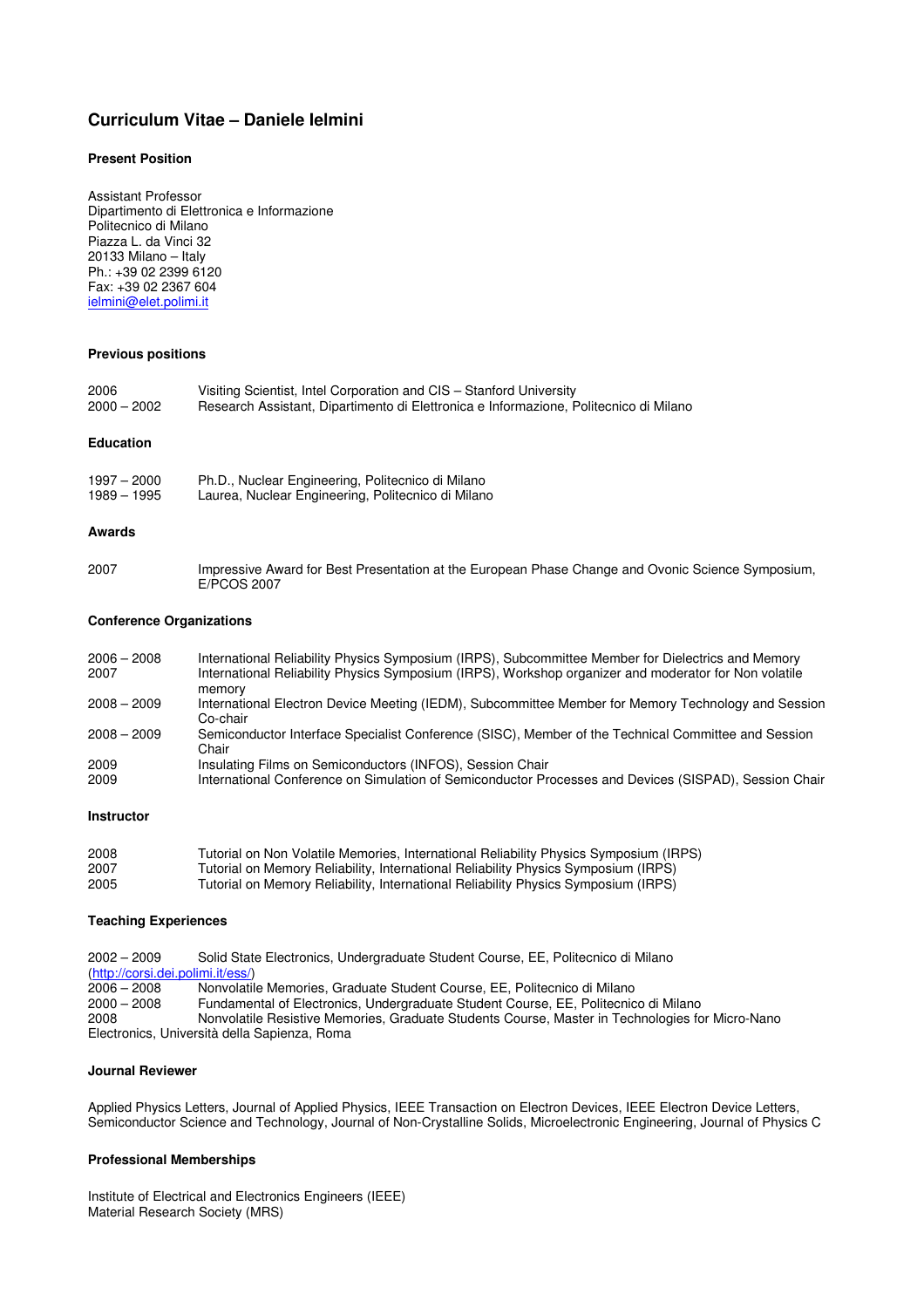# Curriculum Vitae – Daniele Ielmini

### Present Position

Assistant Professor  
Dipartimento di Elettronica e Informazione  
Politecnico di Milano  
Piazza L. da Vinci 32  
20133 Milano – Italy  
Ph.: +39 02 2399 6120  
Fax: +39 02 2367 604  
ielmini@elet.polimi.it

### Previous positions

| | |
|---|---|
| 2006 | Visiting Scientist, Intel Corporation and CIS – Stanford University |
| 2000 – 2002 | Research Assistant, Dipartimento di Elettronica e Informazione, Politecnico di Milano |

### Education

| | |
|---|---|
| 1997 – 2000 | Ph.D., Nuclear Engineering, Politecnico di Milano |
| 1989 – 1995 | Laurea, Nuclear Engineering, Politecnico di Milano |

### Awards

| | |
|---|---|
| 2007 | Impressive Award for Best Presentation at the European Phase Change and Ovonic Science Symposium, E/PCOS 2007 |

### Conference Organizations

| | |
|---|---|
| 2006 – 2008 | International Reliability Physics Symposium (IRPS), Subcommittee Member for Dielectrics and Memory |
| 2007 | International Reliability Physics Symposium (IRPS), Workshop organizer and moderator for Non volatile memory |
| 2008 – 2009 | International Electron Device Meeting (IEDM), Subcommittee Member for Memory Technology and Session Co-chair |
| 2008 – 2009 | Semiconductor Interface Specialist Conference (SISC), Member of the Technical Committee and Session Chair |
| 2009 | Insulating Films on Semiconductors (INFOS), Session Chair |
| 2009 | International Conference on Simulation of Semiconductor Processes and Devices (SISPAD), Session Chair |

### Instructor

| | |
|---|---|
| 2008 | Tutorial on Non Volatile Memories, International Reliability Physics Symposium (IRPS) |
| 2007 | Tutorial on Memory Reliability, International Reliability Physics Symposium (IRPS) |
| 2005 | Tutorial on Memory Reliability, International Reliability Physics Symposium (IRPS) |

### Teaching Experiences

2002 – 2009 Solid State Electronics, Undergraduate Student Course, EE, Politecnico di Milano (http://corsi.dei.polimi.it/ess/)  
2006 – 2008 Nonvolatile Memories, Graduate Student Course, EE, Politecnico di Milano  
2000 – 2008 Fundamental of Electronics, Undergraduate Student Course, EE, Politecnico di Milano  
2008 Nonvolatile Resistive Memories, Graduate Students Course, Master in Technologies for Micro-Nano Electronics, Università della Sapienza, Roma

### Journal Reviewer

Applied Physics Letters, Journal of Applied Physics, IEEE Transaction on Electron Devices, IEEE Electron Device Letters, Semiconductor Science and Technology, Journal of Non-Crystalline Solids, Microelectronic Engineering, Journal of Physics C

### Professional Memberships

Institute of Electrical and Electronics Engineers (IEEE)  
Material Research Society (MRS)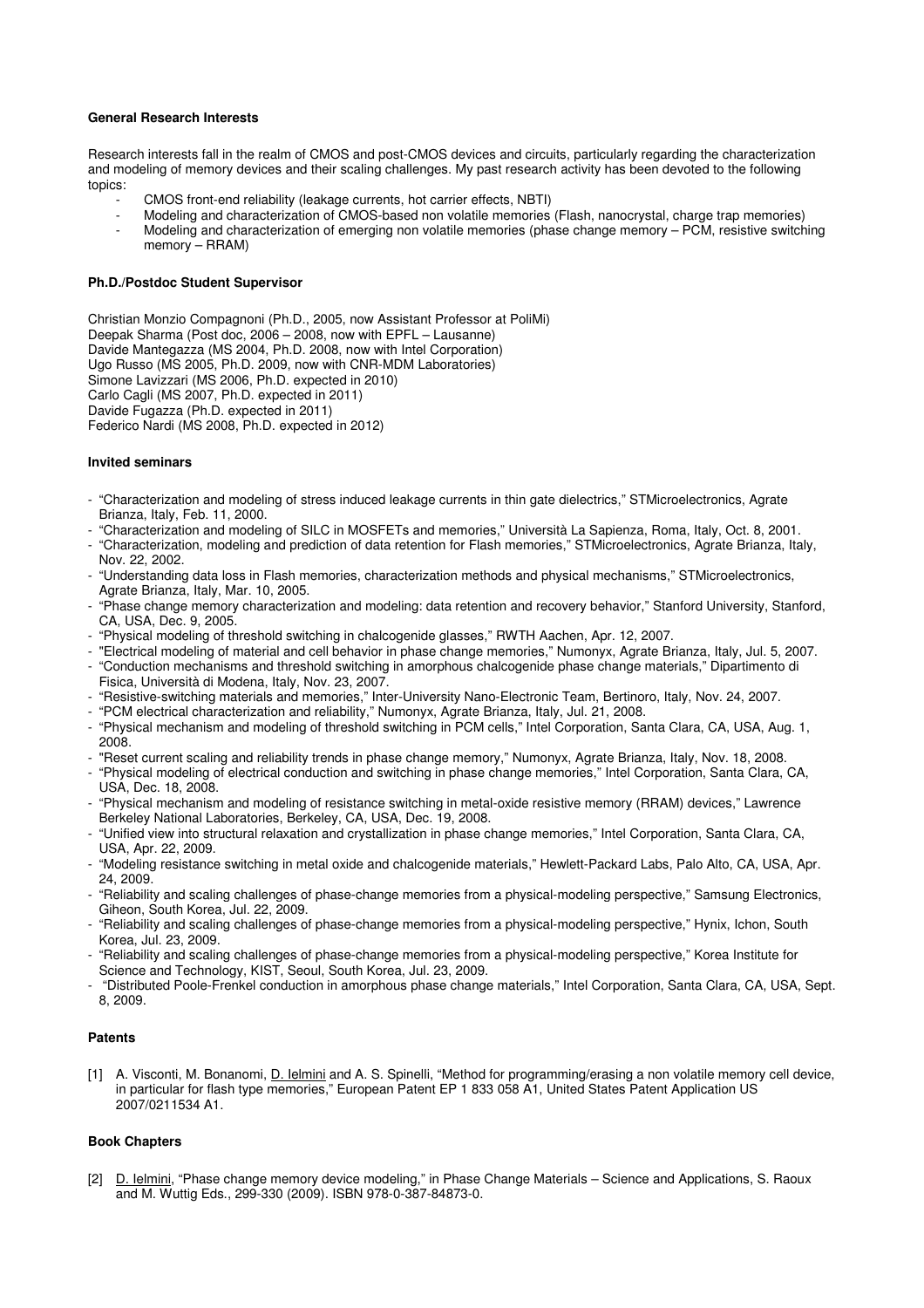**General Research Interests**

Research interests fall in the realm of CMOS and post-CMOS devices and circuits, particularly regarding the characterization and modeling of memory devices and their scaling challenges. My past research activity has been devoted to the following topics:

- CMOS front-end reliability (leakage currents, hot carrier effects, NBTI)
- Modeling and characterization of CMOS-based non volatile memories (Flash, nanocrystal, charge trap memories)
- Modeling and characterization of emerging non volatile memories (phase change memory – PCM, resistive switching memory – RRAM)

**Ph.D./Postdoc Student Supervisor**

Christian Monzio Compagnoni (Ph.D., 2005, now Assistant Professor at PoliMi)
Deepak Sharma (Post doc, 2006 – 2008, now with EPFL – Lausanne)
Davide Mantegazza (MS 2004, Ph.D. 2008, now with Intel Corporation)
Ugo Russo (MS 2005, Ph.D. 2009, now with CNR-MDM Laboratories)
Simone Lavizzari (MS 2006, Ph.D. expected in 2010)
Carlo Cagli (MS 2007, Ph.D. expected in 2011)
Davide Fugazza (Ph.D. expected in 2011)
Federico Nardi (MS 2008, Ph.D. expected in 2012)

**Invited seminars**

- "Characterization and modeling of stress induced leakage currents in thin gate dielectrics," STMicroelectronics, Agrate Brianza, Italy, Feb. 11, 2000.
- "Characterization and modeling of SILC in MOSFETs and memories," Università La Sapienza, Roma, Italy, Oct. 8, 2001.
- "Characterization, modeling and prediction of data retention for Flash memories," STMicroelectronics, Agrate Brianza, Italy, Nov. 22, 2002.
- "Understanding data loss in Flash memories, characterization methods and physical mechanisms," STMicroelectronics, Agrate Brianza, Italy, Mar. 10, 2005.
- "Phase change memory characterization and modeling: data retention and recovery behavior," Stanford University, Stanford, CA, USA, Dec. 9, 2005.
- "Physical modeling of threshold switching in chalcogenide glasses," RWTH Aachen, Apr. 12, 2007.
- "Electrical modeling of material and cell behavior in phase change memories," Numonyx, Agrate Brianza, Italy, Jul. 5, 2007.
- "Conduction mechanisms and threshold switching in amorphous chalcogenide phase change materials," Dipartimento di Fisica, Università di Modena, Italy, Nov. 23, 2007.
- "Resistive-switching materials and memories," Inter-University Nano-Electronic Team, Bertinoro, Italy, Nov. 24, 2007.
- "PCM electrical characterization and reliability," Numonyx, Agrate Brianza, Italy, Jul. 21, 2008.
- "Physical mechanism and modeling of threshold switching in PCM cells," Intel Corporation, Santa Clara, CA, USA, Aug. 1, 2008.
- "Reset current scaling and reliability trends in phase change memory," Numonyx, Agrate Brianza, Italy, Nov. 18, 2008.
- "Physical modeling of electrical conduction and switching in phase change memories," Intel Corporation, Santa Clara, CA, USA, Dec. 18, 2008.
- "Physical mechanism and modeling of resistance switching in metal-oxide resistive memory (RRAM) devices," Lawrence Berkeley National Laboratories, Berkeley, CA, USA, Dec. 19, 2008.
- "Unified view into structural relaxation and crystallization in phase change memories," Intel Corporation, Santa Clara, CA, USA, Apr. 22, 2009.
- "Modeling resistance switching in metal oxide and chalcogenide materials," Hewlett-Packard Labs, Palo Alto, CA, USA, Apr. 24, 2009.
- "Reliability and scaling challenges of phase-change memories from a physical-modeling perspective," Samsung Electronics, Giheon, South Korea, Jul. 22, 2009.
- "Reliability and scaling challenges of phase-change memories from a physical-modeling perspective," Hynix, Ichon, South Korea, Jul. 23, 2009.
- "Reliability and scaling challenges of phase-change memories from a physical-modeling perspective," Korea Institute for Science and Technology, KIST, Seoul, South Korea, Jul. 23, 2009.
- "Distributed Poole-Frenkel conduction in amorphous phase change materials," Intel Corporation, Santa Clara, CA, USA, Sept. 8, 2009.

**Patents**

[1] A. Visconti, M. Bonanomi, D. Ielmini and A. S. Spinelli, "Method for programming/erasing a non volatile memory cell device, in particular for flash type memories," European Patent EP 1 833 058 A1, United States Patent Application US 2007/0211534 A1.

**Book Chapters**

[2] D. Ielmini, "Phase change memory device modeling," in Phase Change Materials – Science and Applications, S. Raoux and M. Wuttig Eds., 299-330 (2009). ISBN 978-0-387-84873-0.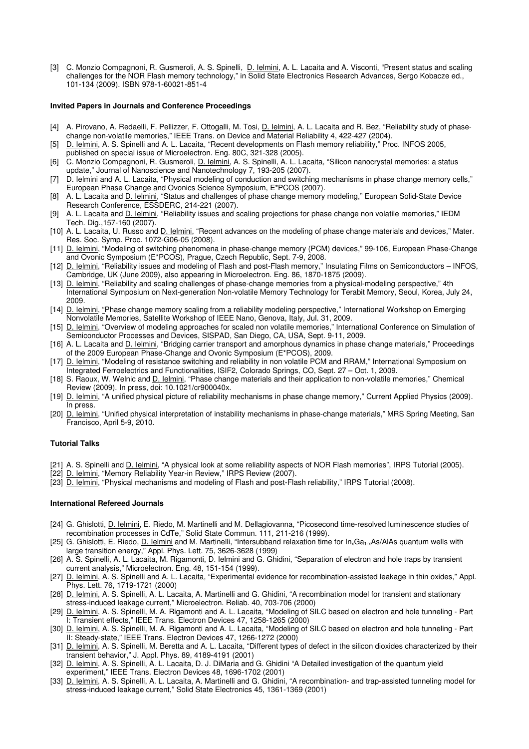[3] C. Monzio Compagnoni, R. Gusmeroli, A. S. Spinelli, D. Ielmini, A. L. Lacaita and A. Visconti, "Present status and scaling challenges for the NOR Flash memory technology," in Solid State Electronics Research Advances, Sergo Kobacze ed., 101-134 (2009). ISBN 978-1-60021-851-4

### Invited Papers in Journals and Conference Proceedings

[4] A. Pirovano, A. Redaelli, F. Pellizzer, F. Ottogalli, M. Tosi, D. Ielmini, A. L. Lacaita and R. Bez, "Reliability study of phase-change non-volatile memories," IEEE Trans. on Device and Material Reliability 4, 422-427 (2004).

[5] D. Ielmini, A. S. Spinelli and A. L. Lacaita, "Recent developments on Flash memory reliability," Proc. INFOS 2005, published on special issue of Microelectron. Eng. 80C, 321-328 (2005).

[6] C. Monzio Compagnoni, R. Gusmeroli, D. Ielmini, A. S. Spinelli, A. L. Lacaita, "Silicon nanocrystal memories: a status update," Journal of Nanoscience and Nanotechnology 7, 193-205 (2007).

[7] D. Ielmini and A. L. Lacaita, "Physical modeling of conduction and switching mechanisms in phase change memory cells," European Phase Change and Ovonics Science Symposium, E*PCOS (2007).

[8] A. L. Lacaita and D. Ielmini, "Status and challenges of phase change memory modeling," European Solid-State Device Research Conference, ESSDERC, 214-221 (2007).

[9] A. L. Lacaita and D. Ielmini, "Reliability issues and scaling projections for phase change non volatile memories," IEDM Tech. Dig.,157-160 (2007).

[10] A. L. Lacaita, U. Russo and D. Ielmini, "Recent advances on the modeling of phase change materials and devices," Mater. Res. Soc. Symp. Proc. 1072-G06-05 (2008).

[11] D. Ielmini, "Modeling of switching phenomena in phase-change memory (PCM) devices," 99-106, European Phase-Change and Ovonic Symposium (E*PCOS), Prague, Czech Republic, Sept. 7-9, 2008.

[12] D. Ielmini, "Reliability issues and modeling of Flash and post-Flash memory," Insulating Films on Semiconductors – INFOS, Cambridge, UK (June 2009), also appearing in Microelectron. Eng. 86, 1870-1875 (2009).

[13] D. Ielmini, "Reliability and scaling challenges of phase-change memories from a physical-modeling perspective," 4th International Symposium on Next-generation Non-volatile Memory Technology for Terabit Memory, Seoul, Korea, July 24, 2009.

[14] D. Ielmini, "Phase change memory scaling from a reliability modeling perspective," International Workshop on Emerging Nonvolatile Memories, Satellite Workshop of IEEE Nano, Genova, Italy, Jul. 31, 2009.

[15] D. Ielmini, "Overview of modeling approaches for scaled non volatile memories," International Conference on Simulation of Semiconductor Processes and Devices, SISPAD, San Diego, CA, USA, Sept. 9-11, 2009.

[16] A. L. Lacaita and D. Ielmini, "Bridging carrier transport and amorphous dynamics in phase change materials," Proceedings of the 2009 European Phase-Change and Ovonic Symposium (E*PCOS), 2009.

[17] D. Ielmini, "Modeling of resistance switching and reliability in non volatile PCM and RRAM," International Symposium on Integrated Ferroelectrics and Functionalities, ISIF2, Colorado Springs, CO, Sept. 27 – Oct. 1, 2009.

[18] S. Raoux, W. Welnic and D. Ielmini, "Phase change materials and their application to non-volatile memories," Chemical Review (2009). In press, doi: 10.1021/cr900040x.

[19] D. Ielmini, "A unified physical picture of reliability mechanisms in phase change memory," Current Applied Physics (2009). In press.

[20] D. Ielmini, "Unified physical interpretation of instability mechanisms in phase-change materials," MRS Spring Meeting, San Francisco, April 5-9, 2010.

### Tutorial Talks

[21] A. S. Spinelli and D. Ielmini, "A physical look at some reliability aspects of NOR Flash memories", IRPS Tutorial (2005).

[22] D. Ielmini, "Memory Reliability Year-in Review," IRPS Review (2007).

[23] D. Ielmini, "Physical mechanisms and modeling of Flash and post-Flash reliability," IRPS Tutorial (2008).

### International Refereed Journals

[24] G. Ghislotti, D. Ielmini, E. Riedo, M. Martinelli and M. Dellagiovanna, "Picosecond time-resolved luminescence studies of recombination processes in CdTe," Solid State Commun. 111, 211-216 (1999).

[25] G. Ghislotti, E. Riedo, D. Ielmini and M. Martinelli, "Intersubband relaxation time for $In_xGa_{1-x}As/AlAs$ quantum wells with large transition energy," Appl. Phys. Lett. 75, 3626-3628 (1999)

[26] A. S. Spinelli, A. L. Lacaita, M. Rigamonti, D. Ielmini and G. Ghidini, "Separation of electron and hole traps by transient current analysis," Microelectron. Eng. 48, 151-154 (1999).

[27] D. Ielmini, A. S. Spinelli and A. L. Lacaita, "Experimental evidence for recombination-assisted leakage in thin oxides," Appl. Phys. Lett. 76, 1719-1721 (2000)

[28] D. Ielmini, A. S. Spinelli, A. L. Lacaita, A. Martinelli and G. Ghidini, "A recombination model for transient and stationary stress-induced leakage current," Microelectron. Reliab. 40, 703-706 (2000)

[29] D. Ielmini, A. S. Spinelli, M. A. Rigamonti and A. L. Lacaita, "Modeling of SILC based on electron and hole tunneling - Part I: Transient effects," IEEE Trans. Electron Devices 47, 1258-1265 (2000)

[30] D. Ielmini, A. S. Spinelli, M. A. Rigamonti and A. L. Lacaita, "Modeling of SILC based on electron and hole tunneling - Part II: Steady-state," IEEE Trans. Electron Devices 47, 1266-1272 (2000)

[31] D. Ielmini, A. S. Spinelli, M. Beretta and A. L. Lacaita, "Different types of defect in the silicon dioxides characterized by their transient behavior," J. Appl. Phys. 89, 4189-4191 (2001)

[32] D. Ielmini, A. S. Spinelli, A. L. Lacaita, D. J. DiMaria and G. Ghidini "A Detailed investigation of the quantum yield experiment," IEEE Trans. Electron Devices 48, 1696-1702 (2001)

[33] D. Ielmini, A. S. Spinelli, A. L. Lacaita, A. Martinelli and G. Ghidini, "A recombination- and trap-assisted tunneling model for stress-induced leakage current," Solid State Electronics 45, 1361-1369 (2001)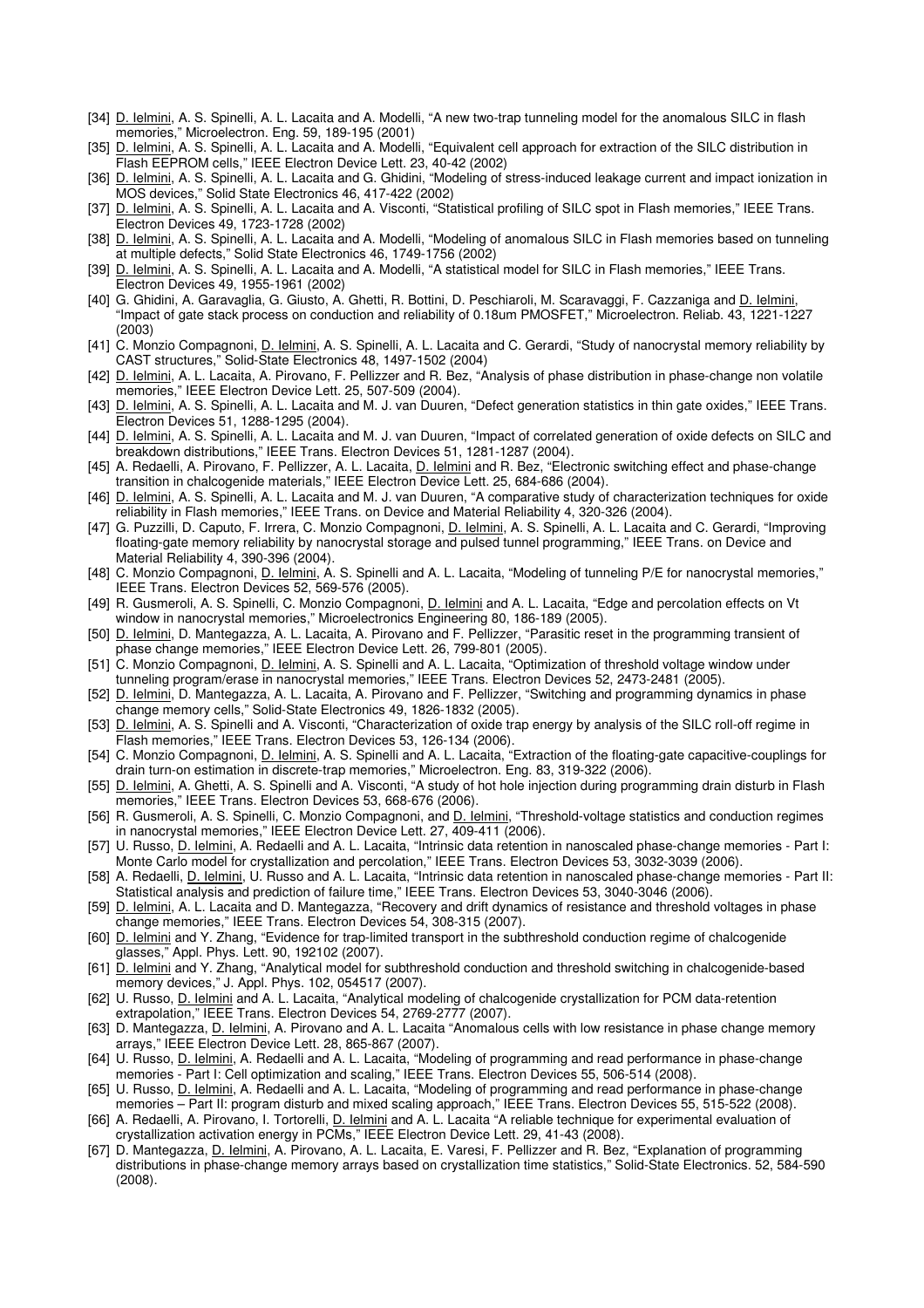[34] D. Ielmini, A. S. Spinelli, A. L. Lacaita and A. Modelli, "A new two-trap tunneling model for the anomalous SILC in flash memories," Microelectron. Eng. 59, 189-195 (2001)

[35] D. Ielmini, A. S. Spinelli, A. L. Lacaita and A. Modelli, "Equivalent cell approach for extraction of the SILC distribution in Flash EEPROM cells," IEEE Electron Device Lett. 23, 40-42 (2002)

[36] D. Ielmini, A. S. Spinelli, A. L. Lacaita and G. Ghidini, "Modeling of stress-induced leakage current and impact ionization in MOS devices," Solid State Electronics 46, 417-422 (2002)

[37] D. Ielmini, A. S. Spinelli, A. L. Lacaita and A. Visconti, "Statistical profiling of SILC spot in Flash memories," IEEE Trans. Electron Devices 49, 1723-1728 (2002)

[38] D. Ielmini, A. S. Spinelli, A. L. Lacaita and A. Modelli, "Modeling of anomalous SILC in Flash memories based on tunneling at multiple defects," Solid State Electronics 46, 1749-1756 (2002)

[39] D. Ielmini, A. S. Spinelli, A. L. Lacaita and A. Modelli, "A statistical model for SILC in Flash memories," IEEE Trans. Electron Devices 49, 1955-1961 (2002)

[40] G. Ghidini, A. Garavaglia, G. Giusto, A. Ghetti, R. Bottini, D. Peschiaroli, M. Scaravaggi, F. Cazzaniga and D. Ielmini, "Impact of gate stack process on conduction and reliability of 0.18um PMOSFET," Microelectron. Reliab. 43, 1221-1227 (2003)

[41] C. Monzio Compagnoni, D. Ielmini, A. S. Spinelli, A. L. Lacaita and C. Gerardi, "Study of nanocrystal memory reliability by CAST structures," Solid-State Electronics 48, 1497-1502 (2004)

[42] D. Ielmini, A. L. Lacaita, A. Pirovano, F. Pellizzer and R. Bez, "Analysis of phase distribution in phase-change non volatile memories," IEEE Electron Device Lett. 25, 507-509 (2004).

[43] D. Ielmini, A. S. Spinelli, A. L. Lacaita and M. J. van Duuren, "Defect generation statistics in thin gate oxides," IEEE Trans. Electron Devices 51, 1288-1295 (2004).

[44] D. Ielmini, A. S. Spinelli, A. L. Lacaita and M. J. van Duuren, "Impact of correlated generation of oxide defects on SILC and breakdown distributions," IEEE Trans. Electron Devices 51, 1281-1287 (2004).

[45] A. Redaelli, A. Pirovano, F. Pellizzer, A. L. Lacaita, D. Ielmini and R. Bez, "Electronic switching effect and phase-change transition in chalcogenide materials," IEEE Electron Device Lett. 25, 684-686 (2004).

[46] D. Ielmini, A. S. Spinelli, A. L. Lacaita and M. J. van Duuren, "A comparative study of characterization techniques for oxide reliability in Flash memories," IEEE Trans. on Device and Material Reliability 4, 320-326 (2004).

[47] G. Puzzilli, D. Caputo, F. Irrera, C. Monzio Compagnoni, D. Ielmini, A. S. Spinelli, A. L. Lacaita and C. Gerardi, "Improving floating-gate memory reliability by nanocrystal storage and pulsed tunnel programming," IEEE Trans. on Device and Material Reliability 4, 390-396 (2004).

[48] C. Monzio Compagnoni, D. Ielmini, A. S. Spinelli and A. L. Lacaita, "Modeling of tunneling P/E for nanocrystal memories," IEEE Trans. Electron Devices 52, 569-576 (2005).

[49] R. Gusmeroli, A. S. Spinelli, C. Monzio Compagnoni, D. Ielmini and A. L. Lacaita, "Edge and percolation effects on Vt window in nanocrystal memories," Microelectronics Engineering 80, 186-189 (2005).

[50] D. Ielmini, D. Mantegazza, A. L. Lacaita, A. Pirovano and F. Pellizzer, "Parasitic reset in the programming transient of phase change memories," IEEE Electron Device Lett. 26, 799-801 (2005).

[51] C. Monzio Compagnoni, D. Ielmini, A. S. Spinelli and A. L. Lacaita, "Optimization of threshold voltage window under tunneling program/erase in nanocrystal memories," IEEE Trans. Electron Devices 52, 2473-2481 (2005).

[52] D. Ielmini, D. Mantegazza, A. L. Lacaita, A. Pirovano and F. Pellizzer, "Switching and programming dynamics in phase change memory cells," Solid-State Electronics 49, 1826-1832 (2005).

[53] D. Ielmini, A. S. Spinelli and A. Visconti, "Characterization of oxide trap energy by analysis of the SILC roll-off regime in Flash memories," IEEE Trans. Electron Devices 53, 126-134 (2006).

[54] C. Monzio Compagnoni, D. Ielmini, A. S. Spinelli and A. L. Lacaita, "Extraction of the floating-gate capacitive-couplings for drain turn-on estimation in discrete-trap memories," Microelectron. Eng. 83, 319-322 (2006).

[55] D. Ielmini, A. Ghetti, A. S. Spinelli and A. Visconti, "A study of hot hole injection during programming drain disturb in Flash memories," IEEE Trans. Electron Devices 53, 668-676 (2006).

[56] R. Gusmeroli, A. S. Spinelli, C. Monzio Compagnoni, and D. Ielmini, "Threshold-voltage statistics and conduction regimes in nanocrystal memories," IEEE Electron Device Lett. 27, 409-411 (2006).

[57] U. Russo, D. Ielmini, A. Redaelli and A. L. Lacaita, "Intrinsic data retention in nanoscaled phase-change memories - Part I: Monte Carlo model for crystallization and percolation," IEEE Trans. Electron Devices 53, 3032-3039 (2006).

[58] A. Redaelli, D. Ielmini, U. Russo and A. L. Lacaita, "Intrinsic data retention in nanoscaled phase-change memories - Part II: Statistical analysis and prediction of failure time," IEEE Trans. Electron Devices 53, 3040-3046 (2006).

[59] D. Ielmini, A. L. Lacaita and D. Mantegazza, "Recovery and drift dynamics of resistance and threshold voltages in phase change memories," IEEE Trans. Electron Devices 54, 308-315 (2007).

[60] D. Ielmini and Y. Zhang, "Evidence for trap-limited transport in the subthreshold conduction regime of chalcogenide glasses," Appl. Phys. Lett. 90, 192102 (2007).

[61] D. Ielmini and Y. Zhang, "Analytical model for subthreshold conduction and threshold switching in chalcogenide-based memory devices," J. Appl. Phys. 102, 054517 (2007).

[62] U. Russo, D. Ielmini and A. L. Lacaita, "Analytical modeling of chalcogenide crystallization for PCM data-retention extrapolation," IEEE Trans. Electron Devices 54, 2769-2777 (2007).

[63] D. Mantegazza, D. Ielmini, A. Pirovano and A. L. Lacaita "Anomalous cells with low resistance in phase change memory arrays," IEEE Electron Device Lett. 28, 865-867 (2007).

[64] U. Russo, D. Ielmini, A. Redaelli and A. L. Lacaita, "Modeling of programming and read performance in phase-change memories - Part I: Cell optimization and scaling," IEEE Trans. Electron Devices 55, 506-514 (2008).

[65] U. Russo, D. Ielmini, A. Redaelli and A. L. Lacaita, "Modeling of programming and read performance in phase-change memories – Part II: program disturb and mixed scaling approach," IEEE Trans. Electron Devices 55, 515-522 (2008).

[66] A. Redaelli, A. Pirovano, I. Tortorelli, D. Ielmini and A. L. Lacaita "A reliable technique for experimental evaluation of crystallization activation energy in PCMs," IEEE Electron Device Lett. 29, 41-43 (2008).

[67] D. Mantegazza, D. Ielmini, A. Pirovano, A. L. Lacaita, E. Varesi, F. Pellizzer and R. Bez, "Explanation of programming distributions in phase-change memory arrays based on crystallization time statistics," Solid-State Electronics. 52, 584-590 (2008).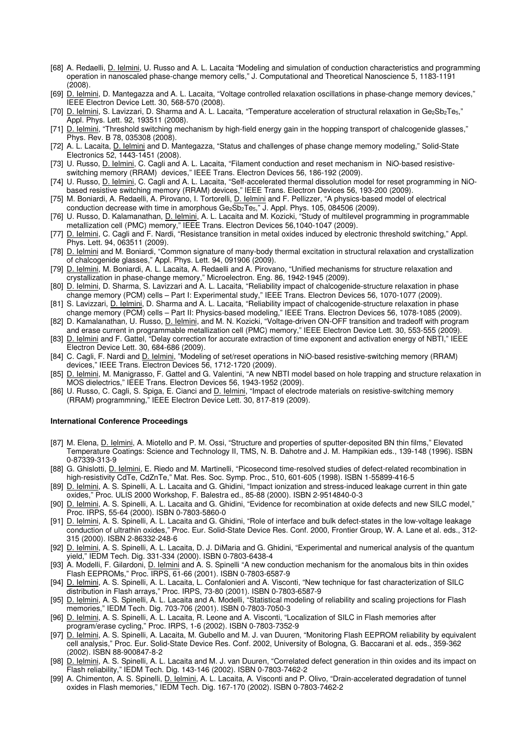[68] A. Redaelli, D. Ielmini, U. Russo and A. L. Lacaita "Modeling and simulation of conduction characteristics and programming operation in nanoscaled phase-change memory cells," J. Computational and Theoretical Nanoscience 5, 1183-1191 (2008).

[69] D. Ielmini, D. Mantegazza and A. L. Lacaita, "Voltage controlled relaxation oscillations in phase-change memory devices," IEEE Electron Device Lett. 30, 568-570 (2008).

[70] D. Ielmini, S. Lavizzari, D. Sharma and A. L. Lacaita, "Temperature acceleration of structural relaxation in $Ge_2Sb_2Te_5$," Appl. Phys. Lett. 92, 193511 (2008).

[71] D. Ielmini, "Threshold switching mechanism by high-field energy gain in the hopping transport of chalcogenide glasses," Phys. Rev. B 78, 035308 (2008).

[72] A. L. Lacaita, D. Ielmini and D. Mantegazza, "Status and challenges of phase change memory modeling," Solid-State Electronics 52, 1443-1451 (2008).

[73] U. Russo, D. Ielmini, C. Cagli and A. L. Lacaita, "Filament conduction and reset mechanism in NiO-based resistive-switching memory (RRAM) devices," IEEE Trans. Electron Devices 56, 186-192 (2009).

[74] U. Russo, D. Ielmini, C. Cagli and A. L. Lacaita, "Self-accelerated thermal dissolution model for reset programming in NiO-based resistive switching memory (RRAM) devices," IEEE Trans. Electron Devices 56, 193-200 (2009).

[75] M. Boniardi, A. Redaelli, A. Pirovano, I. Tortorelli, D. Ielmini and F. Pellizzer, "A physics-based model of electrical conduction decrease with time in amorphous $Ge_2Sb_2Te_5$," J. Appl. Phys. 105, 084506 (2009).

[76] U. Russo, D. Kalamanathan, D. Ielmini, A. L. Lacaita and M. Kozicki, "Study of multilevel programming in programmable metallization cell (PMC) memory," IEEE Trans. Electron Devices 56,1040-1047 (2009).

[77] D. Ielmini, C. Cagli and F. Nardi, "Resistance transition in metal oxides induced by electronic threshold switching," Appl. Phys. Lett. 94, 063511 (2009).

[78] D. Ielmini and M. Boniardi, "Common signature of many-body thermal excitation in structural relaxation and crystallization of chalcogenide glasses," Appl. Phys. Lett. 94, 091906 (2009).

[79] D. Ielmini, M. Boniardi, A. L. Lacaita, A. Redaelli and A. Pirovano, "Unified mechanisms for structure relaxation and crystallization in phase-change memory," Microelectron. Eng. 86, 1942-1945 (2009).

[80] D. Ielmini, D. Sharma, S. Lavizzari and A. L. Lacaita, "Reliability impact of chalcogenide-structure relaxation in phase change memory (PCM) cells – Part I: Experimental study," IEEE Trans. Electron Devices 56, 1070-1077 (2009).

[81] S. Lavizzari, D. Ielmini, D. Sharma and A. L. Lacaita, "Reliability impact of chalcogenide-structure relaxation in phase change memory (PCM) cells – Part II: Physics-based modeling," IEEE Trans. Electron Devices 56, 1078-1085 (2009).

[82] D. Kamalanathan, U. Russo, D. Ielmini, and M. N. Kozicki, "Voltage-driven ON-OFF transition and tradeoff with program and erase current in programmable metallization cell (PMC) memory," IEEE Electron Device Lett. 30, 553-555 (2009).

[83] D. Ielmini and F. Gattel, "Delay correction for accurate extraction of time exponent and activation energy of NBTI," IEEE Electron Device Lett. 30, 684-686 (2009).

[84] C. Cagli, F. Nardi and D. Ielmini, "Modeling of set/reset operations in NiO-based resistive-switching memory (RRAM) devices," IEEE Trans. Electron Devices 56, 1712-1720 (2009).

[85] D. Ielmini, M. Manigrasso, F. Gattel and G. Valentini, "A new NBTI model based on hole trapping and structure relaxation in MOS dielectrics," IEEE Trans. Electron Devices 56, 1943-1952 (2009).

[86] U. Russo, C. Cagli, S. Spiga, E. Cianci and D. Ielmini, "Impact of electrode materials on resistive-switching memory (RRAM) programmning," IEEE Electron Device Lett. 30, 817-819 (2009).

#### International Conference Proceedings

[87] M. Elena, D. Ielmini, A. Miotello and P. M. Ossi, "Structure and properties of sputter-deposited BN thin films," Elevated Temperature Coatings: Science and Technology II, TMS, N. B. Dahotre and J. M. Hampikian eds., 139-148 (1996). ISBN 0-87339-313-9

[88] G. Ghislotti, D. Ielmini, E. Riedo and M. Martinelli, "Picosecond time-resolved studies of defect-related recombination in high-resistivity CdTe, CdZnTe," Mat. Res. Soc. Symp. Proc., 510, 601-605 (1998). ISBN 1-55899-416-5

[89] D. Ielmini, A. S. Spinelli, A. L. Lacaita and G. Ghidini, "Impact ionization and stress-induced leakage current in thin gate oxides," Proc. ULIS 2000 Workshop, F. Balestra ed., 85-88 (2000). ISBN 2-9514840-0-3

[90] D. Ielmini, A. S. Spinelli, A. L. Lacaita and G. Ghidini, "Evidence for recombination at oxide defects and new SILC model," Proc. IRPS, 55-64 (2000). ISBN 0-7803-5860-0

[91] D. Ielmini, A. S. Spinelli, A. L. Lacaita and G. Ghidini, "Role of interface and bulk defect-states in the low-voltage leakage conduction of ultrathin oxides," Proc. Eur. Solid-State Device Res. Conf. 2000, Frontier Group, W. A. Lane et al. eds., 312-315 (2000). ISBN 2-86332-248-6

[92] D. Ielmini, A. S. Spinelli, A. L. Lacaita, D. J. DiMaria and G. Ghidini, "Experimental and numerical analysis of the quantum yield," IEDM Tech. Dig. 331-334 (2000). ISBN 0-7803-6438-4

[93] A. Modelli, F. Gilardoni, D. Ielmini and A. S. Spinelli "A new conduction mechanism for the anomalous bits in thin oxides Flash EEPROMs," Proc. IRPS, 61-66 (2001). ISBN 0-7803-6587-9

[94] D. Ielmini, A. S. Spinelli, A. L. Lacaita, L. Confalonieri and A. Visconti, "New technique for fast characterization of SILC distribution in Flash arrays," Proc. IRPS, 73-80 (2001). ISBN 0-7803-6587-9

[95] D. Ielmini, A. S. Spinelli, A. L. Lacaita and A. Modelli, "Statistical modeling of reliability and scaling projections for Flash memories," IEDM Tech. Dig. 703-706 (2001). ISBN 0-7803-7050-3

[96] D. Ielmini, A. S. Spinelli, A. L. Lacaita, R. Leone and A. Visconti, "Localization of SILC in Flash memories after program/erase cycling," Proc. IRPS, 1-6 (2002). ISBN 0-7803-7352-9

[97] D. Ielmini, A. S. Spinelli, A. Lacaita, M. Gubello and M. J. van Duuren, "Monitoring Flash EEPROM reliability by equivalent cell analysis," Proc. Eur. Solid-State Device Res. Conf. 2002, University of Bologna, G. Baccarani et al. eds., 359-362 (2002). ISBN 88-900847-8-2

[98] D. Ielmini, A. S. Spinelli, A. L. Lacaita and M. J. van Duuren, "Correlated defect generation in thin oxides and its impact on Flash reliability," IEDM Tech. Dig. 143-146 (2002). ISBN 0-7803-7462-2

[99] A. Chimenton, A. S. Spinelli, D. Ielmini, A. L. Lacaita, A. Visconti and P. Olivo, "Drain-accelerated degradation of tunnel oxides in Flash memories," IEDM Tech. Dig. 167-170 (2002). ISBN 0-7803-7462-2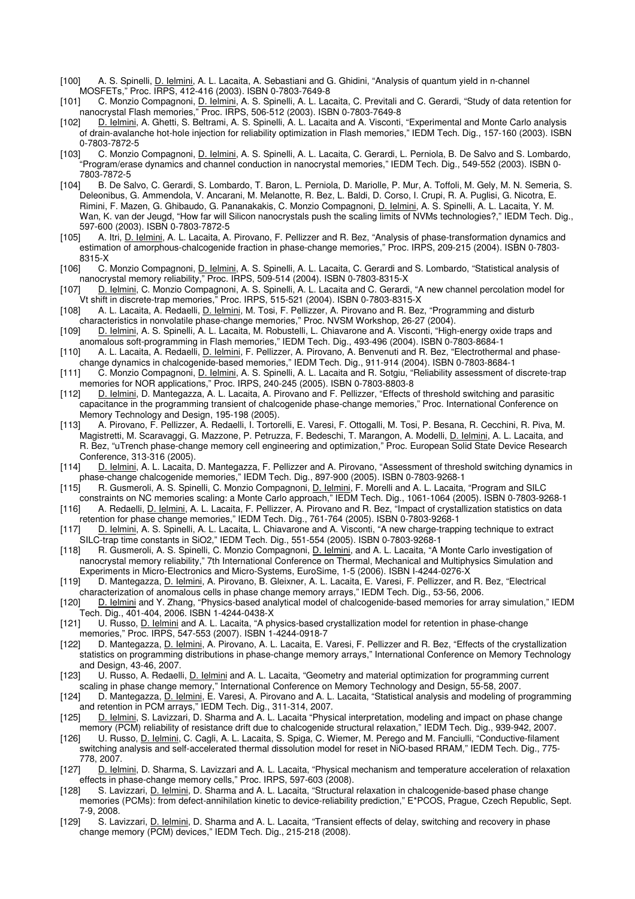[100] A. S. Spinelli, D. Ielmini, A. L. Lacaita, A. Sebastiani and G. Ghidini, "Analysis of quantum yield in n-channel MOSFETs," Proc. IRPS, 412-416 (2003). ISBN 0-7803-7649-8

[101] C. Monzio Compagnoni, D. Ielmini, A. S. Spinelli, A. L. Lacaita, C. Previtali and C. Gerardi, "Study of data retention for nanocrystal Flash memories," Proc. IRPS, 506-512 (2003). ISBN 0-7803-7649-8

[102] D. Ielmini, A. Ghetti, S. Beltrami, A. S. Spinelli, A. L. Lacaita and A. Visconti, "Experimental and Monte Carlo analysis of drain-avalanche hot-hole injection for reliability optimization in Flash memories," IEDM Tech. Dig., 157-160 (2003). ISBN 0-7803-7872-5

[103] C. Monzio Compagnoni, D. Ielmini, A. S. Spinelli, A. L. Lacaita, C. Gerardi, L. Perniola, B. De Salvo and S. Lombardo, "Program/erase dynamics and channel conduction in nanocrystal memories," IEDM Tech. Dig., 549-552 (2003). ISBN 0-7803-7872-5

[104] B. De Salvo, C. Gerardi, S. Lombardo, T. Baron, L. Perniola, D. Mariolle, P. Mur, A. Toffoli, M. Gely, M. N. Semeria, S. Deleonibus, G. Ammendola, V. Ancarani, M. Melanotte, R. Bez, L. Baldi, D. Corso, I. Crupi, R. A. Puglisi, G. Nicotra, E. Rimini, F. Mazen, G. Ghibaudo, G. Pananakakis, C. Monzio Compagnoni, D. Ielmini, A. S. Spinelli, A. L. Lacaita, Y. M. Wan, K. van der Jeugd, "How far will Silicon nanocrystals push the scaling limits of NVMs technologies?," IEDM Tech. Dig., 597-600 (2003). ISBN 0-7803-7872-5

[105] A. Itri, D. Ielmini, A. L. Lacaita, A. Pirovano, F. Pellizzer and R. Bez, "Analysis of phase-transformation dynamics and estimation of amorphous-chalcogenide fraction in phase-change memories," Proc. IRPS, 209-215 (2004). ISBN 0-7803-8315-X

[106] C. Monzio Compagnoni, D. Ielmini, A. S. Spinelli, A. L. Lacaita, C. Gerardi and S. Lombardo, "Statistical analysis of nanocrystal memory reliability," Proc. IRPS, 509-514 (2004). ISBN 0-7803-8315-X

[107] D. Ielmini, C. Monzio Compagnoni, A. S. Spinelli, A. L. Lacaita and C. Gerardi, "A new channel percolation model for Vt shift in discrete-trap memories," Proc. IRPS, 515-521 (2004). ISBN 0-7803-8315-X

[108] A. L. Lacaita, A. Redaelli, D. Ielmini, M. Tosi, F. Pellizzer, A. Pirovano and R. Bez, "Programming and disturb characteristics in nonvolatile phase-change memories," Proc. NVSM Workshop, 26-27 (2004).

[109] D. Ielmini, A. S. Spinelli, A. L. Lacaita, M. Robustelli, L. Chiavarone and A. Visconti, "High-energy oxide traps and anomalous soft-programming in Flash memories," IEDM Tech. Dig., 493-496 (2004). ISBN 0-7803-8684-1

[110] A. L. Lacaita, A. Redaelli, D. Ielmini, F. Pellizzer, A. Pirovano, A. Benvenuti and R. Bez, "Electrothermal and phase-change dynamics in chalcogenide-based memories," IEDM Tech. Dig., 911-914 (2004). ISBN 0-7803-8684-1

[111] C. Monzio Compagnoni, D. Ielmini, A. S. Spinelli, A. L. Lacaita and R. Sotgiu, "Reliability assessment of discrete-trap memories for NOR applications," Proc. IRPS, 240-245 (2005). ISBN 0-7803-8803-8

[112] D. Ielmini, D. Mantegazza, A. L. Lacaita, A. Pirovano and F. Pellizzer, "Effects of threshold switching and parasitic capacitance in the programming transient of chalcogenide phase-change memories," Proc. International Conference on Memory Technology and Design, 195-198 (2005).

[113] A. Pirovano, F. Pellizzer, A. Redaelli, I. Tortorelli, E. Varesi, F. Ottogalli, M. Tosi, P. Besana, R. Cecchini, R. Piva, M. Magistretti, M. Scaravaggi, G. Mazzone, P. Petruzza, F. Bedeschi, T. Marangon, A. Modelli, D. Ielmini, A. L. Lacaita, and R. Bez, "uTrench phase-change memory cell engineering and optimization," Proc. European Solid State Device Research Conference, 313-316 (2005).

[114] D. Ielmini, A. L. Lacaita, D. Mantegazza, F. Pellizzer and A. Pirovano, "Assessment of threshold switching dynamics in phase-change chalcogenide memories," IEDM Tech. Dig., 897-900 (2005). ISBN 0-7803-9268-1

[115] R. Gusmeroli, A. S. Spinelli, C. Monzio Compagnoni, D. Ielmini, F. Morelli and A. L. Lacaita, "Program and SILC constraints on NC memories scaling: a Monte Carlo approach," IEDM Tech. Dig., 1061-1064 (2005). ISBN 0-7803-9268-1

[116] A. Redaelli, D. Ielmini, A. L. Lacaita, F. Pellizzer, A. Pirovano and R. Bez, "Impact of crystallization statistics on data retention for phase change memories," IEDM Tech. Dig., 761-764 (2005). ISBN 0-7803-9268-1

[117] D. Ielmini, A. S. Spinelli, A. L. Lacaita, L. Chiavarone and A. Visconti, "A new charge-trapping technique to extract SILC-trap time constants in SiO2," IEDM Tech. Dig., 551-554 (2005). ISBN 0-7803-9268-1

[118] R. Gusmeroli, A. S. Spinelli, C. Monzio Compagnoni, D. Ielmini, and A. L. Lacaita, "A Monte Carlo investigation of nanocrystal memory reliability," 7th International Conference on Thermal, Mechanical and Multiphysics Simulation and Experiments in Micro-Electronics and Micro-Systems, EuroSime, 1-5 (2006). ISBN I-4244-0276-X

[119] D. Mantegazza, D. Ielmini, A. Pirovano, B. Gleixner, A. L. Lacaita, E. Varesi, F. Pellizzer, and R. Bez, "Electrical characterization of anomalous cells in phase change memory arrays," IEDM Tech. Dig., 53-56, 2006.

[120] D. Ielmini and Y. Zhang, "Physics-based analytical model of chalcogenide-based memories for array simulation," IEDM Tech. Dig., 401-404, 2006. ISBN 1-4244-0438-X

[121] U. Russo, D. Ielmini and A. L. Lacaita, "A physics-based crystallization model for retention in phase-change memories," Proc. IRPS, 547-553 (2007). ISBN 1-4244-0918-7

[122] D. Mantegazza, D. Ielmini, A. Pirovano, A. L. Lacaita, E. Varesi, F. Pellizzer and R. Bez, "Effects of the crystallization statistics on programming distributions in phase-change memory arrays," International Conference on Memory Technology and Design, 43-46, 2007.

[123] U. Russo, A. Redaelli, D. Ielmini and A. L. Lacaita, "Geometry and material optimization for programming current scaling in phase change memory," International Conference on Memory Technology and Design, 55-58, 2007.

[124] D. Mantegazza, D. Ielmini, E. Varesi, A. Pirovano and A. L. Lacaita, "Statistical analysis and modeling of programming and retention in PCM arrays," IEDM Tech. Dig., 311-314, 2007.

[125] D. Ielmini, S. Lavizzari, D. Sharma and A. L. Lacaita "Physical interpretation, modeling and impact on phase change memory (PCM) reliability of resistance drift due to chalcogenide structural relaxation," IEDM Tech. Dig., 939-942, 2007.

[126] U. Russo, D. Ielmini, C. Cagli, A. L. Lacaita, S. Spiga, C. Wiemer, M. Perego and M. Fanciulli, "Conductive-filament switching analysis and self-accelerated thermal dissolution model for reset in NiO-based RRAM," IEDM Tech. Dig., 775-778, 2007.

[127] D. Ielmini, D. Sharma, S. Lavizzari and A. L. Lacaita, "Physical mechanism and temperature acceleration of relaxation effects in phase-change memory cells," Proc. IRPS, 597-603 (2008).

[128] S. Lavizzari, D. Ielmini, D. Sharma and A. L. Lacaita, "Structural relaxation in chalcogenide-based phase change memories (PCMs): from defect-annihilation kinetic to device-reliability prediction," E*PCOS, Prague, Czech Republic, Sept. 7-9, 2008.

[129] S. Lavizzari, D. Ielmini, D. Sharma and A. L. Lacaita, "Transient effects of delay, switching and recovery in phase change memory (PCM) devices," IEDM Tech. Dig., 215-218 (2008).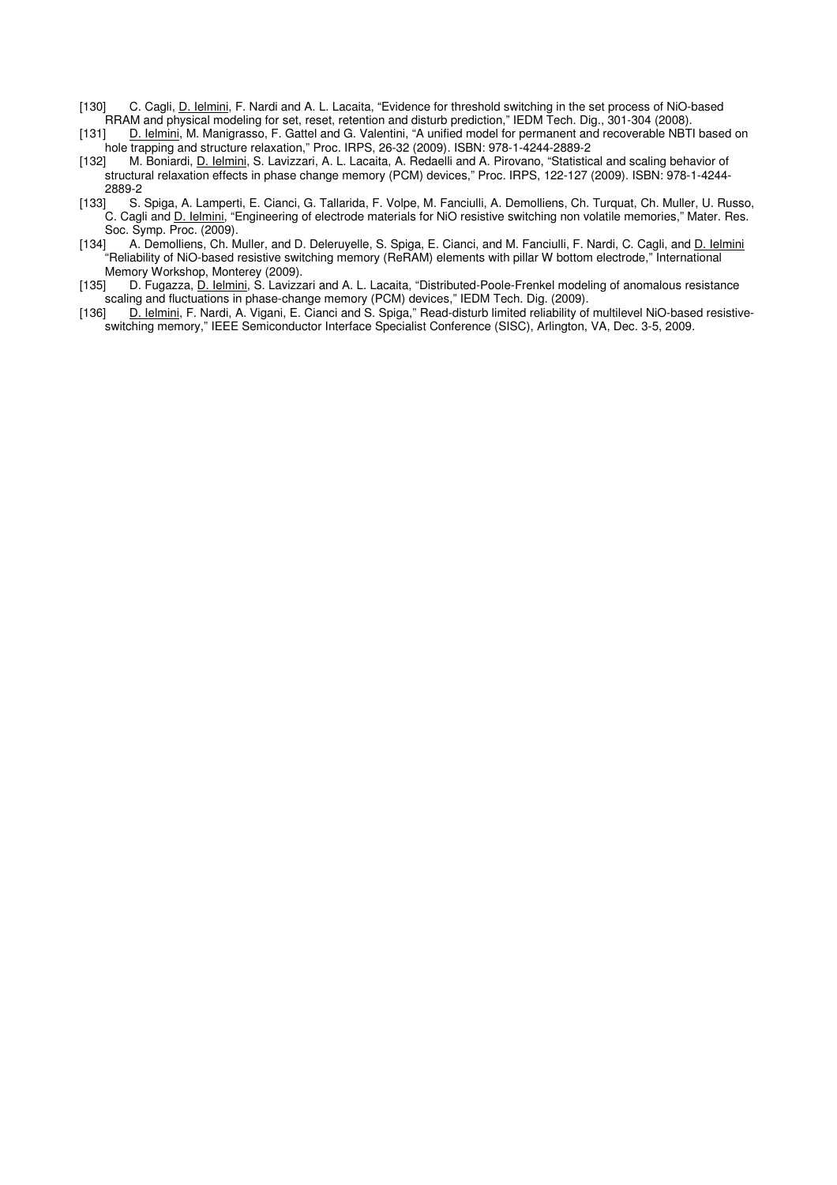[130] C. Cagli, D. Ielmini, F. Nardi and A. L. Lacaita, "Evidence for threshold switching in the set process of NiO-based RRAM and physical modeling for set, reset, retention and disturb prediction," IEDM Tech. Dig., 301-304 (2008).

[131] D. Ielmini, M. Manigrasso, F. Gattel and G. Valentini, "A unified model for permanent and recoverable NBTI based on hole trapping and structure relaxation," Proc. IRPS, 26-32 (2009). ISBN: 978-1-4244-2889-2

[132] M. Boniardi, D. Ielmini, S. Lavizzari, A. L. Lacaita, A. Redaelli and A. Pirovano, "Statistical and scaling behavior of structural relaxation effects in phase change memory (PCM) devices," Proc. IRPS, 122-127 (2009). ISBN: 978-1-4244-2889-2

[133] S. Spiga, A. Lamperti, E. Cianci, G. Tallarida, F. Volpe, M. Fanciulli, A. Demolliens, Ch. Turquat, Ch. Muller, U. Russo, C. Cagli and D. Ielmini, "Engineering of electrode materials for NiO resistive switching non volatile memories," Mater. Res. Soc. Symp. Proc. (2009).

[134] A. Demolliens, Ch. Muller, and D. Deleruyelle, S. Spiga, E. Cianci, and M. Fanciulli, F. Nardi, C. Cagli, and D. Ielmini "Reliability of NiO-based resistive switching memory (ReRAM) elements with pillar W bottom electrode," International Memory Workshop, Monterey (2009).

[135] D. Fugazza, D. Ielmini, S. Lavizzari and A. L. Lacaita, "Distributed-Poole-Frenkel modeling of anomalous resistance scaling and fluctuations in phase-change memory (PCM) devices," IEDM Tech. Dig. (2009).

[136] D. Ielmini, F. Nardi, A. Vigani, E. Cianci and S. Spiga," Read-disturb limited reliability of multilevel NiO-based resistive-switching memory," IEEE Semiconductor Interface Specialist Conference (SISC), Arlington, VA, Dec. 3-5, 2009.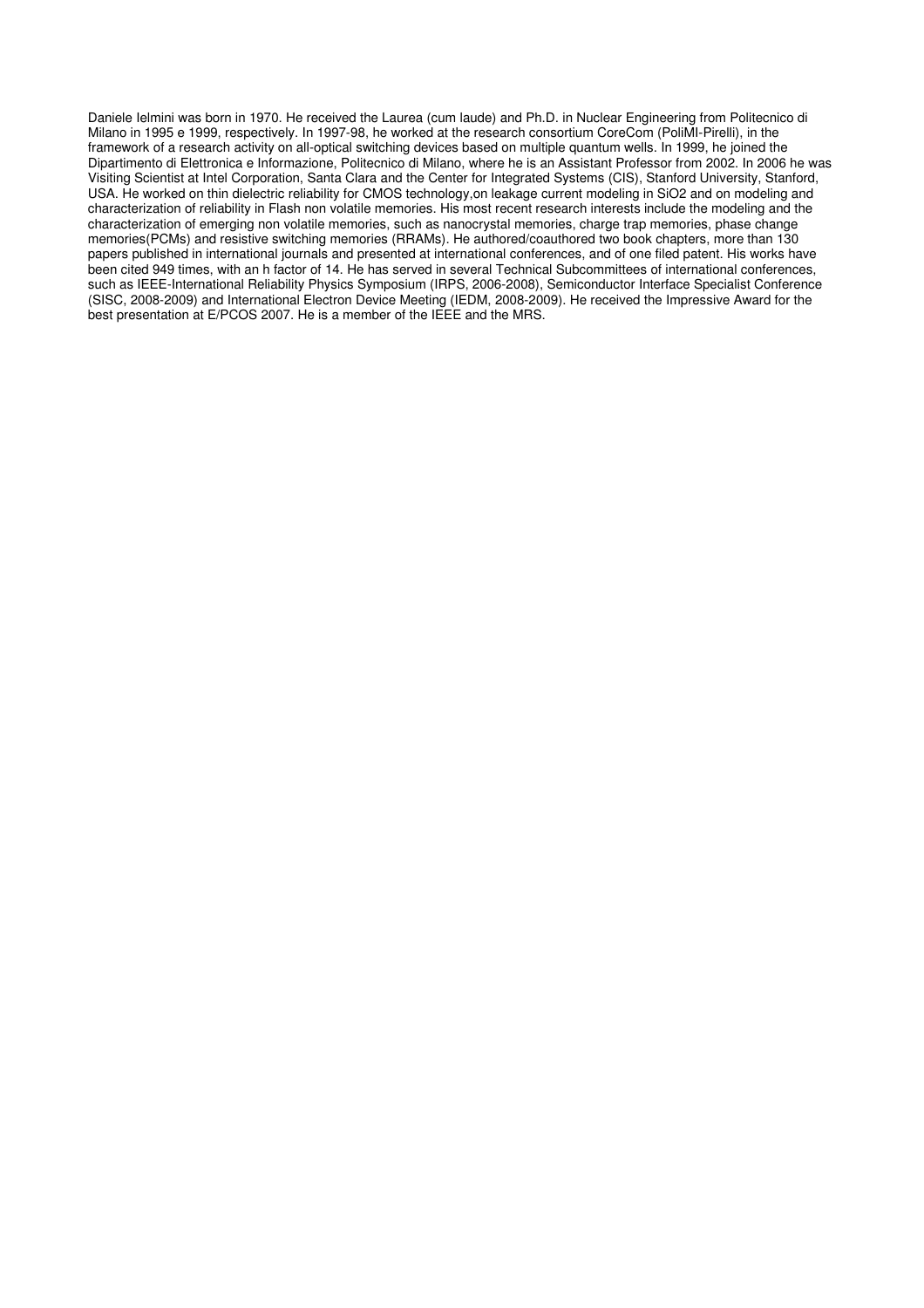Daniele Ielmini was born in 1970. He received the Laurea (cum laude) and Ph.D. in Nuclear Engineering from Politecnico di Milano in 1995 e 1999, respectively. In 1997-98, he worked at the research consortium CoreCom (PoliMI-Pirelli), in the framework of a research activity on all-optical switching devices based on multiple quantum wells. In 1999, he joined the Dipartimento di Elettronica e Informazione, Politecnico di Milano, where he is an Assistant Professor from 2002. In 2006 he was Visiting Scientist at Intel Corporation, Santa Clara and the Center for Integrated Systems (CIS), Stanford University, Stanford, USA. He worked on thin dielectric reliability for CMOS technology,on leakage current modeling in $SiO_2$ and on modeling and characterization of reliability in Flash non volatile memories. His most recent research interests include the modeling and the characterization of emerging non volatile memories, such as nanocrystal memories, charge trap memories, phase change memories(PCMs) and resistive switching memories (RRAMs). He authored/coauthored two book chapters, more than 130 papers published in international journals and presented at international conferences, and of one filed patent. His works have been cited 949 times, with an h factor of 14. He has served in several Technical Subcommittees of international conferences, such as IEEE-International Reliability Physics Symposium (IRPS, 2006-2008), Semiconductor Interface Specialist Conference (SISC, 2008-2009) and International Electron Device Meeting (IEDM, 2008-2009). He received the Impressive Award for the best presentation at E/PCOS 2007. He is a member of the IEEE and the MRS.